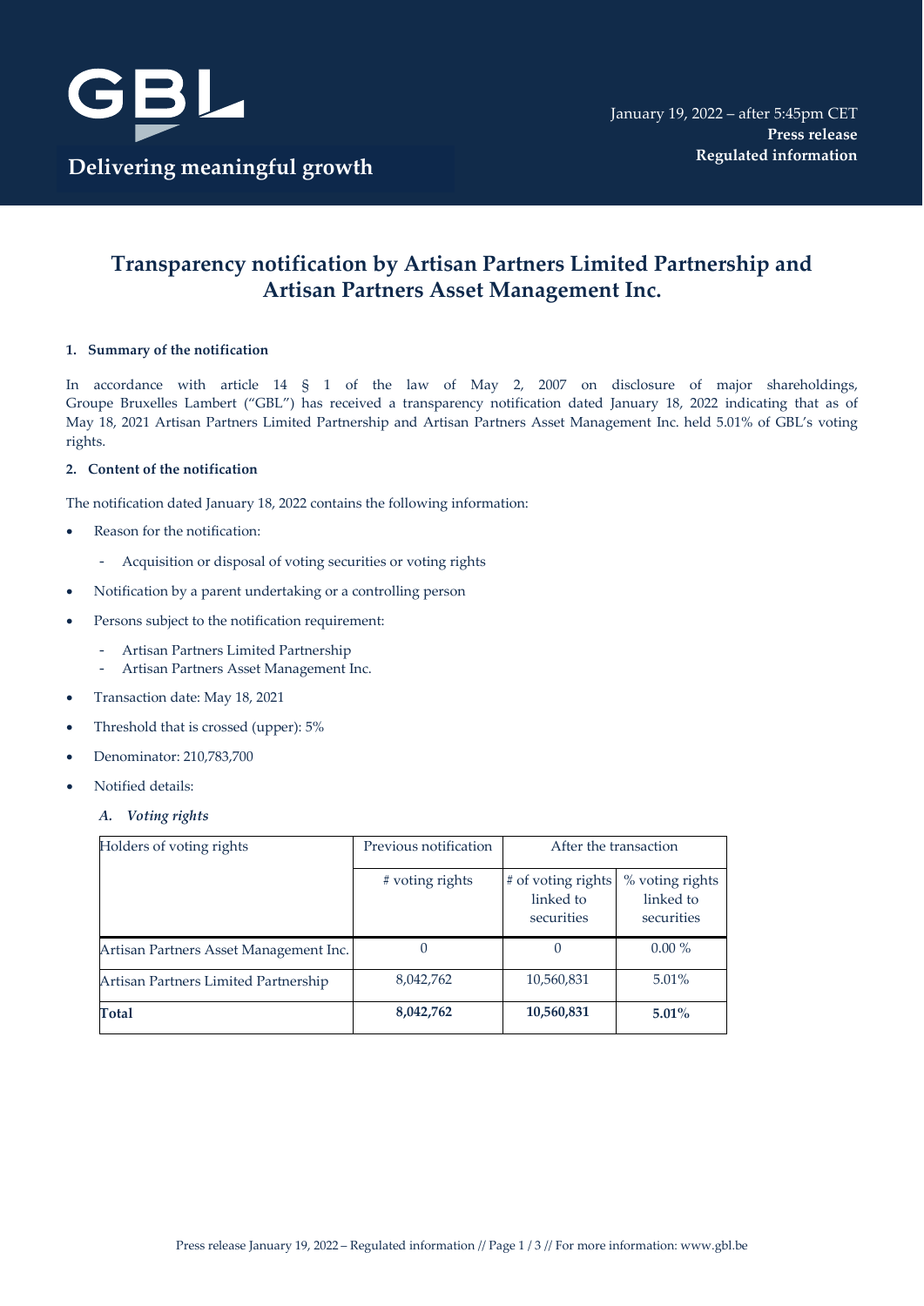GBL

Delivering meaningful growth

January 19, 2022 – after 5:45pm CET
**Press release**
**Regulated information**

# Transparency notification by Artisan Partners Limited Partnership and Artisan Partners Asset Management Inc.

## 1. Summary of the notification

In accordance with article 14 § 1 of the law of May 2, 2007 on disclosure of major shareholdings, Groupe Bruxelles Lambert ("GBL") has received a transparency notification dated January 18, 2022 indicating that as of May 18, 2021 Artisan Partners Limited Partnership and Artisan Partners Asset Management Inc. held 5.01% of GBL's voting rights.

## 2. Content of the notification

The notification dated January 18, 2022 contains the following information:

- Reason for the notification:
  - Acquisition or disposal of voting securities or voting rights
- Notification by a parent undertaking or a controlling person
- Persons subject to the notification requirement:
  - Artisan Partners Limited Partnership
  - Artisan Partners Asset Management Inc.
- Transaction date: May 18, 2021
- Threshold that is crossed (upper): 5%
- Denominator: 210,783,700
- Notified details:

### *A. Voting rights*

| Holders of voting rights | Previous notification | After the transaction | |
|---|---|---|---|
| | # voting rights | # of voting rights linked to securities | % voting rights linked to securities |
| Artisan Partners Asset Management Inc. | 0 | 0 | 0.00 % |
| Artisan Partners Limited Partnership | 8,042,762 | 10,560,831 | 5.01% |
| **Total** | **8,042,762** | **10,560,831** | **5.01%** |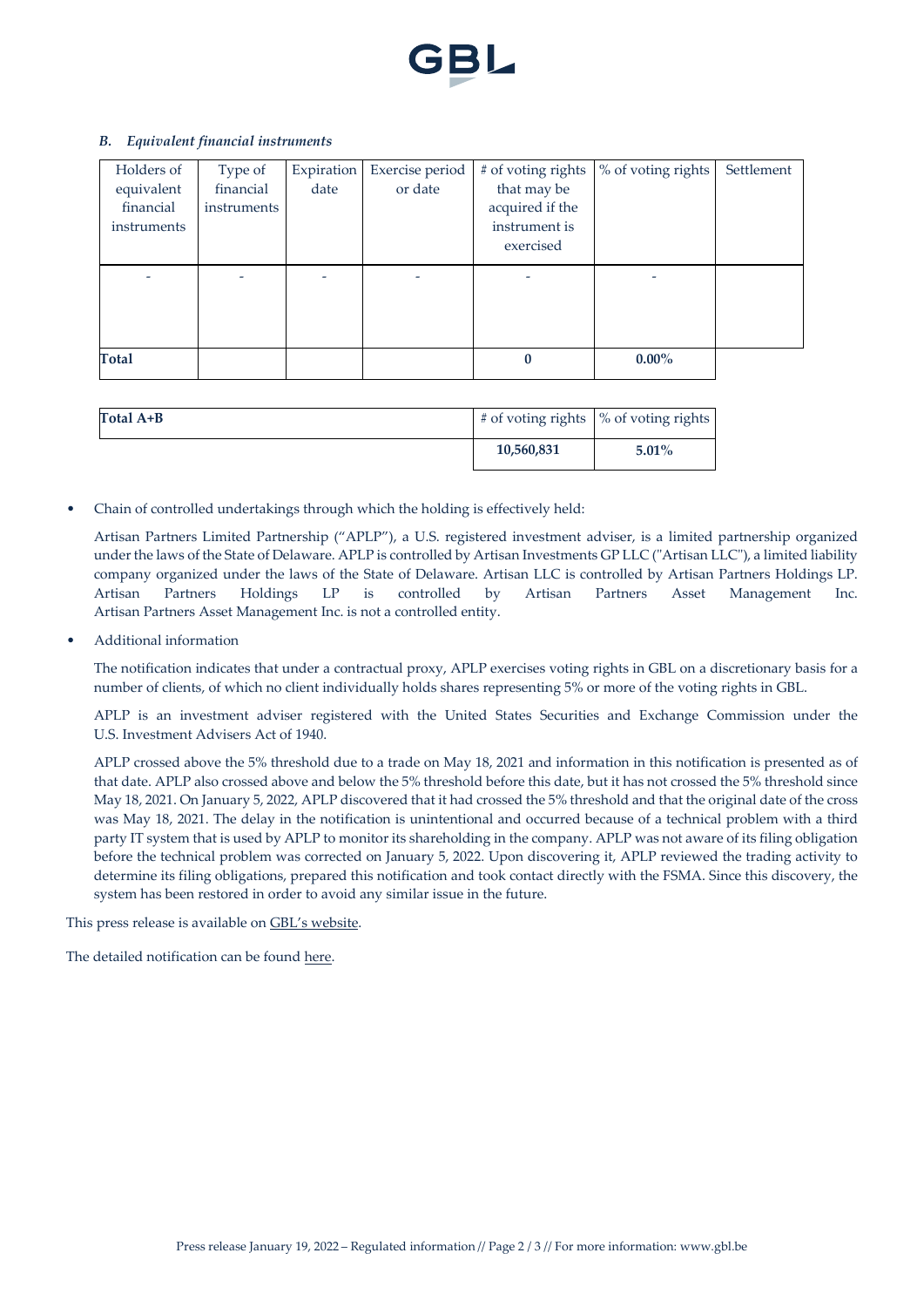### *B. Equivalent financial instruments*

| Holders of equivalent financial instruments | Type of financial instruments | Expiration date | Exercise period or date | # of voting rights that may be acquired if the instrument is exercised | % of voting rights | Settlement |
|---|---|---|---|---|---|---|
| - | - | - | - | - | - | |
| **Total** | | | | **0** | **0.00%** | |

| Total A+B | # of voting rights | % of voting rights |
|---|---|---|
| | **10,560,831** | **5.01%** |

- Chain of controlled undertakings through which the holding is effectively held:

  Artisan Partners Limited Partnership ("APLP"), a U.S. registered investment adviser, is a limited partnership organized under the laws of the State of Delaware. APLP is controlled by Artisan Investments GP LLC ("Artisan LLC"), a limited liability company organized under the laws of the State of Delaware. Artisan LLC is controlled by Artisan Partners Holdings LP. Artisan Partners Holdings LP is controlled by Artisan Partners Asset Management Inc. Artisan Partners Asset Management Inc. is not a controlled entity.

- Additional information

  The notification indicates that under a contractual proxy, APLP exercises voting rights in GBL on a discretionary basis for a number of clients, of which no client individually holds shares representing 5% or more of the voting rights in GBL.

  APLP is an investment adviser registered with the United States Securities and Exchange Commission under the U.S. Investment Advisers Act of 1940.

  APLP crossed above the 5% threshold due to a trade on May 18, 2021 and information in this notification is presented as of that date. APLP also crossed above and below the 5% threshold before this date, but it has not crossed the 5% threshold since May 18, 2021. On January 5, 2022, APLP discovered that it had crossed the 5% threshold and that the original date of the cross was May 18, 2021. The delay in the notification is unintentional and occurred because of a technical problem with a third party IT system that is used by APLP to monitor its shareholding in the company. APLP was not aware of its filing obligation before the technical problem was corrected on January 5, 2022. Upon discovering it, APLP reviewed the trading activity to determine its filing obligations, prepared this notification and took contact directly with the FSMA. Since this discovery, the system has been restored in order to avoid any similar issue in the future.

This press release is available on GBL's website.

The detailed notification can be found here.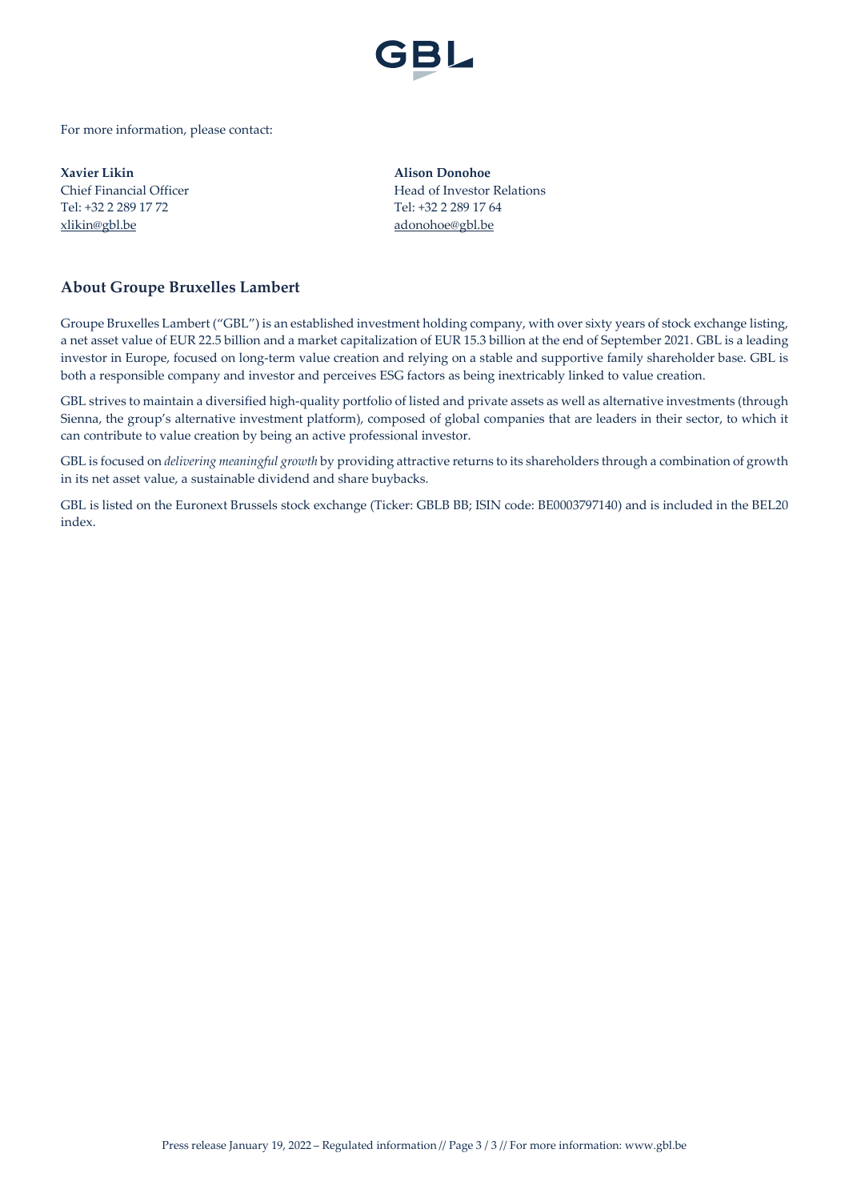For more information, please contact:

**Xavier Likin**
Chief Financial Officer
Tel: +32 2 289 17 72
xlikin@gbl.be

**Alison Donohoe**
Head of Investor Relations
Tel: +32 2 289 17 64
adonohoe@gbl.be

## About Groupe Bruxelles Lambert

Groupe Bruxelles Lambert ("GBL") is an established investment holding company, with over sixty years of stock exchange listing, a net asset value of EUR 22.5 billion and a market capitalization of EUR 15.3 billion at the end of September 2021. GBL is a leading investor in Europe, focused on long-term value creation and relying on a stable and supportive family shareholder base. GBL is both a responsible company and investor and perceives ESG factors as being inextricably linked to value creation.

GBL strives to maintain a diversified high-quality portfolio of listed and private assets as well as alternative investments (through Sienna, the group's alternative investment platform), composed of global companies that are leaders in their sector, to which it can contribute to value creation by being an active professional investor.

GBL is focused on *delivering meaningful growth* by providing attractive returns to its shareholders through a combination of growth in its net asset value, a sustainable dividend and share buybacks.

GBL is listed on the Euronext Brussels stock exchange (Ticker: GBLB BB; ISIN code: BE0003797140) and is included in the BEL20 index.